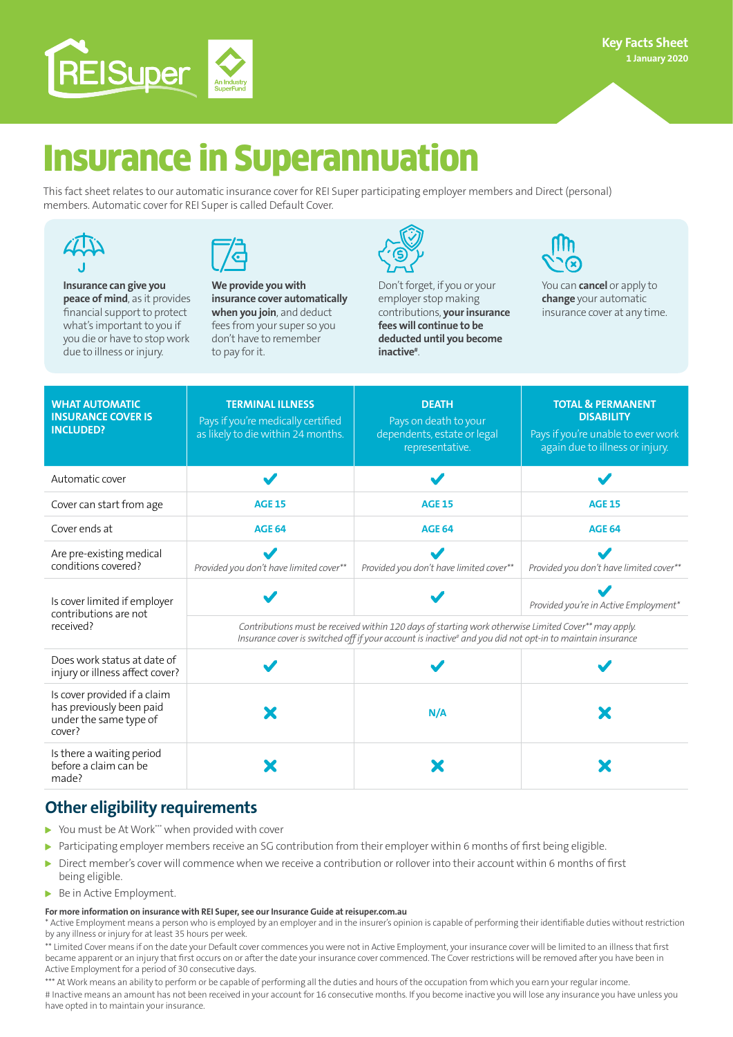REISuper

An Industry SuperFund

**Key Facts Sheet**
**1 January 2020**

# Insurance in Superannuation

This fact sheet relates to our automatic insurance cover for REI Super participating employer members and Direct (personal) members. Automatic cover for REI Super is called Default Cover.

**Insurance can give you peace of mind**, as it provides financial support to protect what's important to you if you die or have to stop work due to illness or injury.

**We provide you with insurance cover automatically when you join**, and deduct fees from your super so you don't have to remember to pay for it.

Don't forget, if you or your employer stop making contributions, **your insurance fees will continue to be deducted until you become inactive#**.

You can **cancel** or apply to **change** your automatic insurance cover at any time.

| WHAT AUTOMATIC INSURANCE COVER IS INCLUDED? | TERMINAL ILLNESS<br>Pays if you're medically certified as likely to die within 24 months. | DEATH<br>Pays on death to your dependents, estate or legal representative. | TOTAL & PERMANENT DISABILITY<br>Pays if you're unable to ever work again due to illness or injury. |
|---|---|---|---|
| Automatic cover | ✔ | ✔ | ✔ |
| Cover can start from age | AGE 15 | AGE 15 | AGE 15 |
| Cover ends at | AGE 64 | AGE 64 | AGE 64 |
| Are pre-existing medical conditions covered? | ✔ *Provided you don't have limited cover\*\** | ✔ *Provided you don't have limited cover\*\** | ✔ *Provided you don't have limited cover\*\** |
| Is cover limited if employer contributions are not received? | ✔ | ✔ | ✔ *Provided you're in Active Employment\** |
| | *Contributions must be received within 120 days of starting work otherwise Limited Cover\*\* may apply. Insurance cover is switched off if your account is inactive# and you did not opt-in to maintain insurance* | | |
| Does work status at date of injury or illness affect cover? | ✔ | ✔ | ✔ |
| Is cover provided if a claim has previously been paid under the same type of cover? | ✘ | N/A | ✘ |
| Is there a waiting period before a claim can be made? | ✘ | ✘ | ✘ |

## Other eligibility requirements

- You must be At Work\*\*\* when provided with cover
- Participating employer members receive an SG contribution from their employer within 6 months of first being eligible.
- Direct member's cover will commence when we receive a contribution or rollover into their account within 6 months of first being eligible.
- Be in Active Employment.

**For more information on insurance with REI Super, see our Insurance Guide at reisuper.com.au**

\* Active Employment means a person who is employed by an employer and in the insurer's opinion is capable of performing their identifiable duties without restriction by any illness or injury for at least 35 hours per week.

\*\* Limited Cover means if on the date your Default cover commences you were not in Active Employment, your insurance cover will be limited to an illness that first became apparent or an injury that first occurs on or after the date your insurance cover commenced. The Cover restrictions will be removed after you have been in Active Employment for a period of 30 consecutive days.

\*\*\* At Work means an ability to perform or be capable of performing all the duties and hours of the occupation from which you earn your regular income.

# Inactive means an amount has not been received in your account for 16 consecutive months. If you become inactive you will lose any insurance you have unless you have opted in to maintain your insurance.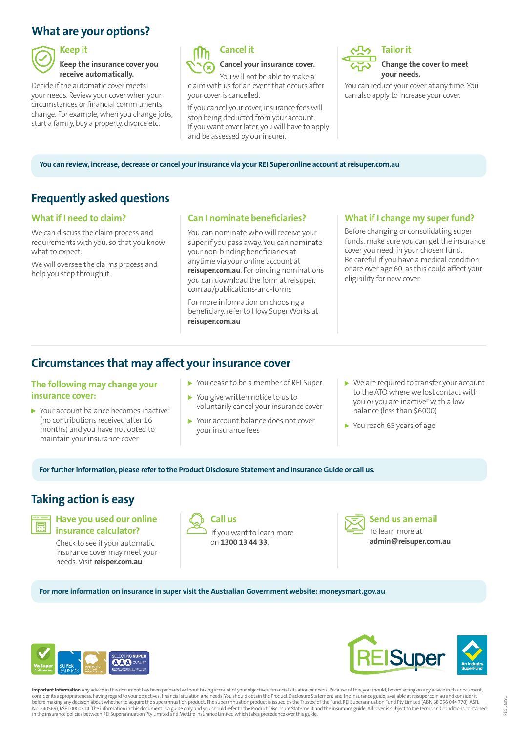## What are your options?

### Keep it

**Keep the insurance cover you receive automatically.**

Decide if the automatic cover meets your needs. Review your cover when your circumstances or financial commitments change. For example, when you change jobs, start a family, buy a property, divorce etc.

### Cancel it

**Cancel your insurance cover.**

You will not be able to make a claim with us for an event that occurs after your cover is cancelled.

If you cancel your cover, insurance fees will stop being deducted from your account. If you want cover later, you will have to apply and be assessed by our insurer.

### Tailor it

**Change the cover to meet your needs.**

You can reduce your cover at any time. You can also apply to increase your cover.

**You can review, increase, decrease or cancel your insurance via your REI Super online account at reisuper.com.au**

## Frequently asked questions

### What if I need to claim?

We can discuss the claim process and requirements with you, so that you know what to expect.

We will oversee the claims process and help you step through it.

### Can I nominate beneficiaries?

You can nominate who will receive your super if you pass away. You can nominate your non-binding beneficiaries at anytime via your online account at **reisuper.com.au**. For binding nominations you can download the form at reisuper.com.au/publications-and-forms

For more information on choosing a beneficiary, refer to How Super Works at **reisuper.com.au**

### What if I change my super fund?

Before changing or consolidating super funds, make sure you can get the insurance cover you need, in your chosen fund. Be careful if you have a medical condition or are over age 60, as this could affect your eligibility for new cover.

## Circumstances that may affect your insurance cover

### The following may change your insurance cover:

- Your account balance becomes inactive# (no contributions received after 16 months) and you have not opted to maintain your insurance cover
- You cease to be a member of REI Super
- You give written notice to us to voluntarily cancel your insurance cover
- Your account balance does not cover your insurance fees
- We are required to transfer your account to the ATO where we lost contact with you or you are inactive# with a low balance (less than $6000)
- You reach 65 years of age

**For further information, please refer to the Product Disclosure Statement and Insurance Guide or call us.**

## Taking action is easy

### Have you used our online insurance calculator?

Check to see if your automatic insurance cover may meet your needs. Visit **reisper.com.au**

### Call us

If you want to learn more on **1300 13 44 33**.

### Send us an email

To learn more at **admin@reisuper.com.au**

**For more information on insurance in super visit the Australian Government website: moneysmart.gov.au**

**Important Information** Any advice in this document has been prepared without taking account of your objectives, financial situation or needs. Because of this, you should, before acting on any advice in this document, consider its appropriateness, having regard to your objectives, financial situation and needs. You should obtain the Product Disclosure Statement and the insurance guide, available at reisuper.com.au and consider it before making any decision about whether to acquire the superannuation product. The superannuation product is issued by the Trustee of the Fund, REI Superannuation Fund Pty Limited (ABN 68 056 044 770), ASFL No. 240569), RSE L0000314. The information in this document is a guide only and you should refer to the Product Disclosure Statement and the insurance guide. All cover is subject to the terms and conditions contained in the insurance policies between REI Superannuation Pty Limited and MetLife Insurance Limited which takes precedence over this guide.